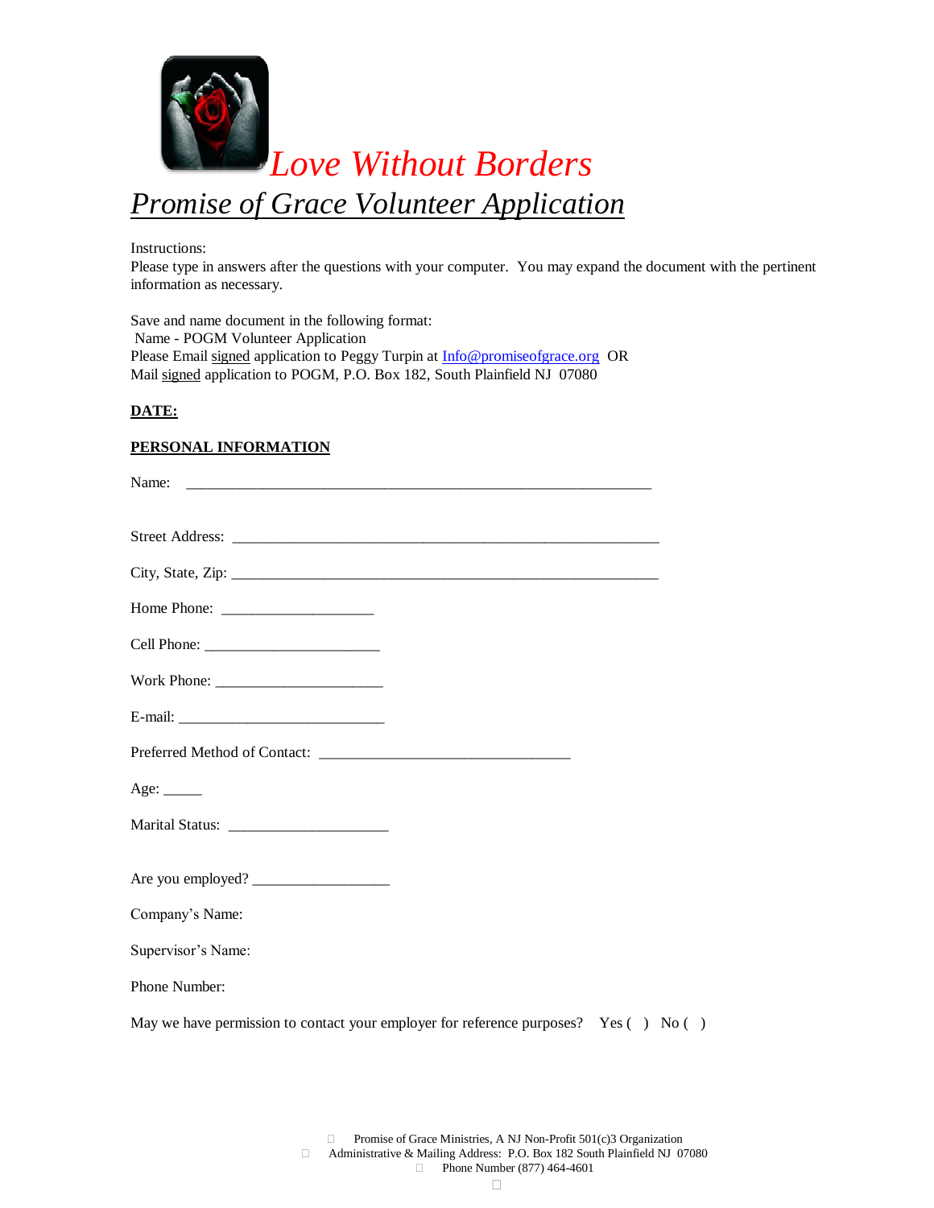*Love Without Borders*

# *Promise of Grace Volunteer Application*

Instructions:
Please type in answers after the questions with your computer. You may expand the document with the pertinent information as necessary.

Save and name document in the following format:
Name - POGM Volunteer Application
Please Email signed application to Peggy Turpin at Info@promiseofgrace.org OR
Mail signed application to POGM, P.O. Box 182, South Plainfield NJ 07080

**DATE:**

**PERSONAL INFORMATION**

Name: ______________________________________________________________

Street Address: _______________________________________________________

City, State, Zip: _______________________________________________________

Home Phone: ____________________

Cell Phone: ______________________

Work Phone: ______________________

E-mail: ___________________________

Preferred Method of Contact: _________________________________

Age: _____

Marital Status: ____________________

Are you employed? _________________

Company's Name:

Supervisor's Name:

Phone Number:

May we have permission to contact your employer for reference purposes? Yes ( ) No ( )

Promise of Grace Ministries, A NJ Non-Profit 501(c)3 Organization
Administrative & Mailing Address: P.O. Box 182 South Plainfield NJ 07080
Phone Number (877) 464-4601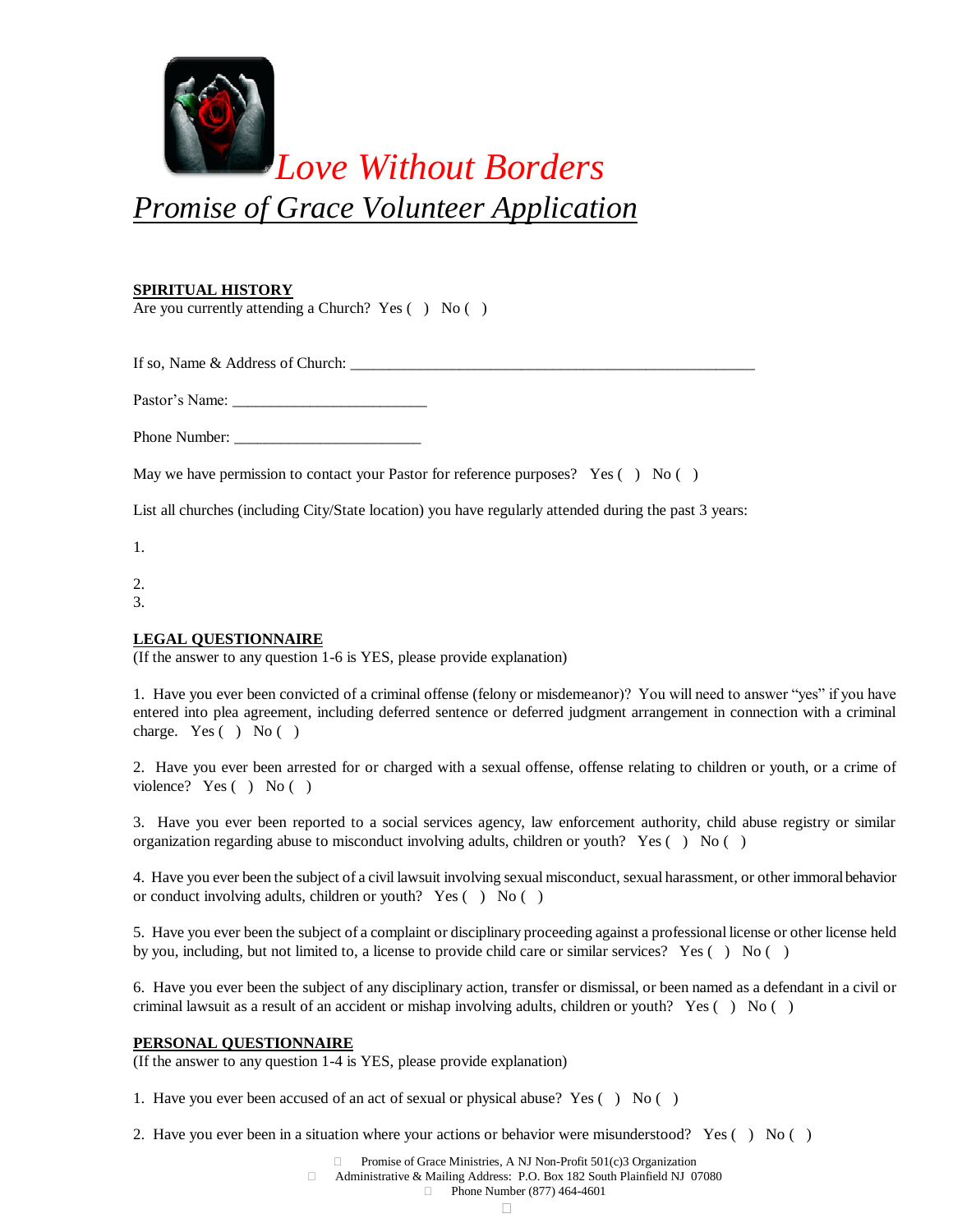# *Love Without Borders*

## *Promise of Grace Volunteer Application*

**SPIRITUAL HISTORY**

Are you currently attending a Church? Yes ( ) No ( )

If so, Name & Address of Church: _______________________________________________________

Pastor's Name: __________________________

Phone Number: _________________________

May we have permission to contact your Pastor for reference purposes? Yes ( ) No ( )

List all churches (including City/State location) you have regularly attended during the past 3 years:

1.

2.

3.

**LEGAL QUESTIONNAIRE**

(If the answer to any question 1-6 is YES, please provide explanation)

1. Have you ever been convicted of a criminal offense (felony or misdemeanor)? You will need to answer "yes" if you have entered into plea agreement, including deferred sentence or deferred judgment arrangement in connection with a criminal charge. Yes ( ) No ( )

2. Have you ever been arrested for or charged with a sexual offense, offense relating to children or youth, or a crime of violence? Yes ( ) No ( )

3. Have you ever been reported to a social services agency, law enforcement authority, child abuse registry or similar organization regarding abuse to misconduct involving adults, children or youth? Yes ( ) No ( )

4. Have you ever been the subject of a civil lawsuit involving sexual misconduct, sexual harassment, or other immoral behavior or conduct involving adults, children or youth? Yes ( ) No ( )

5. Have you ever been the subject of a complaint or disciplinary proceeding against a professional license or other license held by you, including, but not limited to, a license to provide child care or similar services? Yes ( ) No ( )

6. Have you ever been the subject of any disciplinary action, transfer or dismissal, or been named as a defendant in a civil or criminal lawsuit as a result of an accident or mishap involving adults, children or youth? Yes ( ) No ( )

**PERSONAL QUESTIONNAIRE**

(If the answer to any question 1-4 is YES, please provide explanation)

1. Have you ever been accused of an act of sexual or physical abuse? Yes ( ) No ( )

2. Have you ever been in a situation where your actions or behavior were misunderstood? Yes ( ) No ( )

Promise of Grace Ministries, A NJ Non-Profit 501(c)3 Organization
Administrative & Mailing Address: P.O. Box 182 South Plainfield NJ 07080
Phone Number (877) 464-4601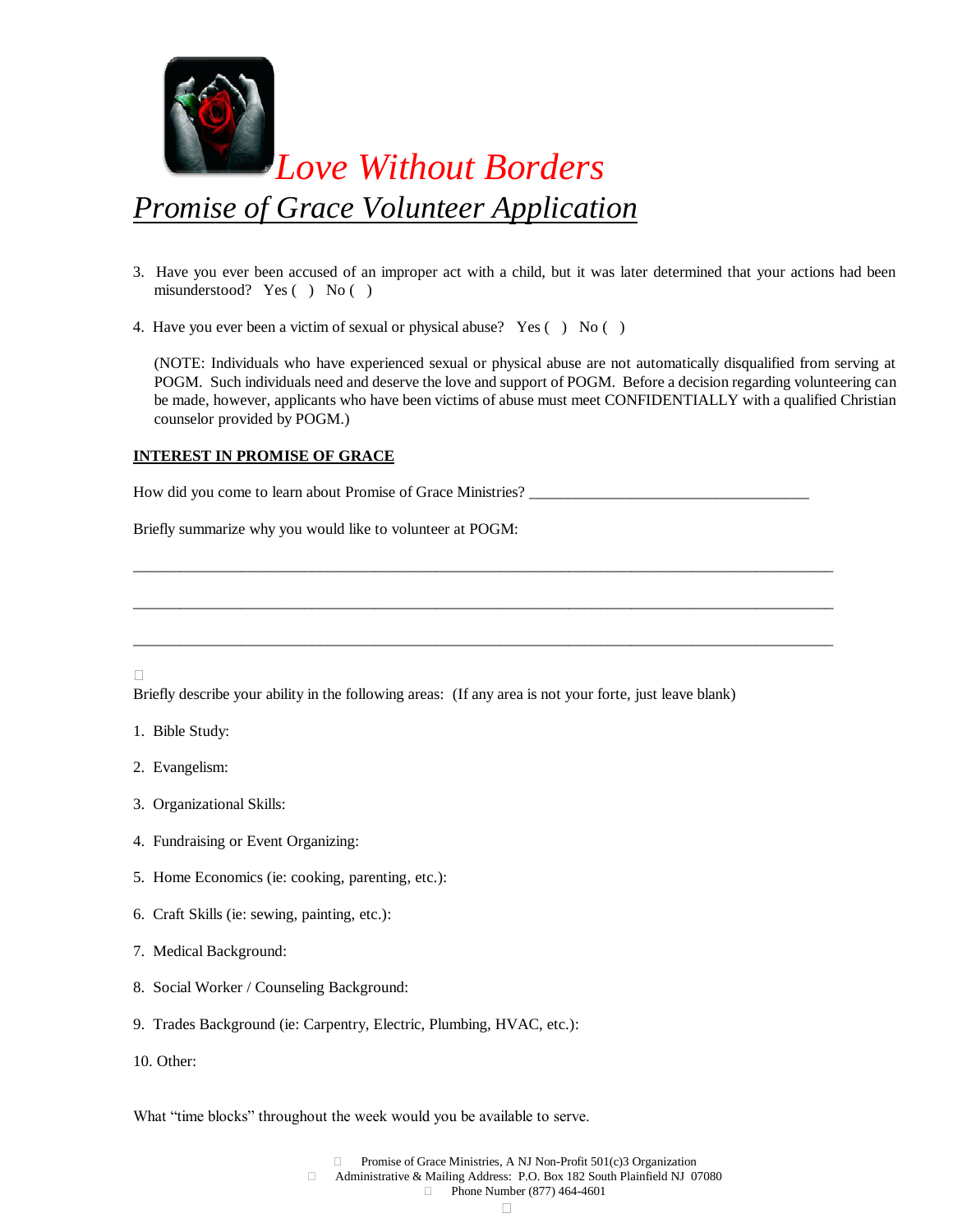# Love Without Borders

## Promise of Grace Volunteer Application

3. Have you ever been accused of an improper act with a child, but it was later determined that your actions had been misunderstood? Yes ( ) No ( )

4. Have you ever been a victim of sexual or physical abuse? Yes ( ) No ( )

   (NOTE: Individuals who have experienced sexual or physical abuse are not automatically disqualified from serving at POGM. Such individuals need and deserve the love and support of POGM. Before a decision regarding volunteering can be made, however, applicants who have been victims of abuse must meet CONFIDENTIALLY with a qualified Christian counselor provided by POGM.)

**INTEREST IN PROMISE OF GRACE**

How did you come to learn about Promise of Grace Ministries? ____________________________________

Briefly summarize why you would like to volunteer at POGM:

______________________________________________________________________________

______________________________________________________________________________

______________________________________________________________________________

Briefly describe your ability in the following areas: (If any area is not your forte, just leave blank)

1. Bible Study:

2. Evangelism:

3. Organizational Skills:

4. Fundraising or Event Organizing:

5. Home Economics (ie: cooking, parenting, etc.):

6. Craft Skills (ie: sewing, painting, etc.):

7. Medical Background:

8. Social Worker / Counseling Background:

9. Trades Background (ie: Carpentry, Electric, Plumbing, HVAC, etc.):

10. Other:

What "time blocks" throughout the week would you be available to serve.

Promise of Grace Ministries, A NJ Non-Profit 501(c)3 Organization
Administrative & Mailing Address: P.O. Box 182 South Plainfield NJ 07080
Phone Number (877) 464-4601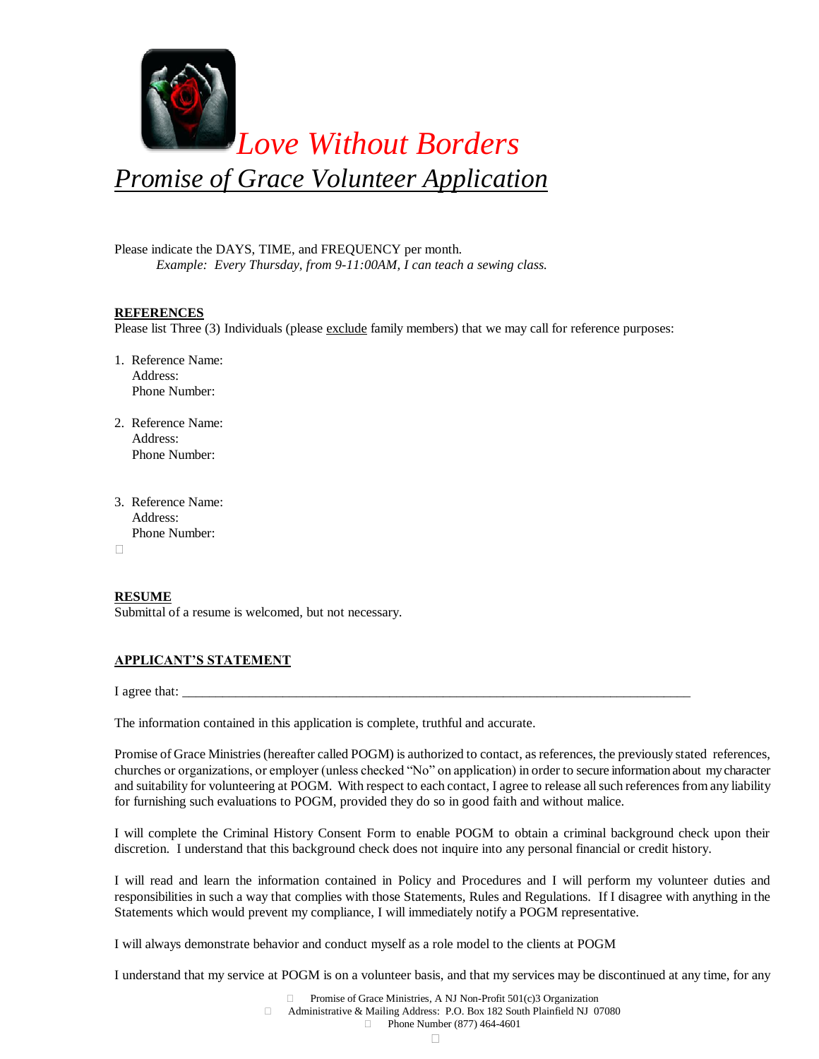*Love Without Borders*

# *Promise of Grace Volunteer Application*

Please indicate the DAYS, TIME, and FREQUENCY per month.

*Example: Every Thursday, from 9-11:00AM, I can teach a sewing class.*

**REFERENCES**

Please list Three (3) Individuals (please exclude family members) that we may call for reference purposes:

1. Reference Name:
   Address:
   Phone Number:

2. Reference Name:
   Address:
   Phone Number:

3. Reference Name:
   Address:
   Phone Number:

**RESUME**

Submittal of a resume is welcomed, but not necessary.

**APPLICANT'S STATEMENT**

I agree that: ___________________________________________________________________________

The information contained in this application is complete, truthful and accurate.

Promise of Grace Ministries (hereafter called POGM) is authorized to contact, as references, the previously stated references, churches or organizations, or employer (unless checked "No" on application) in order to secure information about my character and suitability for volunteering at POGM. With respect to each contact, I agree to release all such references from any liability for furnishing such evaluations to POGM, provided they do so in good faith and without malice.

I will complete the Criminal History Consent Form to enable POGM to obtain a criminal background check upon their discretion. I understand that this background check does not inquire into any personal financial or credit history.

I will read and learn the information contained in Policy and Procedures and I will perform my volunteer duties and responsibilities in such a way that complies with those Statements, Rules and Regulations. If I disagree with anything in the Statements which would prevent my compliance, I will immediately notify a POGM representative.

I will always demonstrate behavior and conduct myself as a role model to the clients at POGM

I understand that my service at POGM is on a volunteer basis, and that my services may be discontinued at any time, for any

Promise of Grace Ministries, A NJ Non-Profit 501(c)3 Organization
Administrative & Mailing Address: P.O. Box 182 South Plainfield NJ 07080
Phone Number (877) 464-4601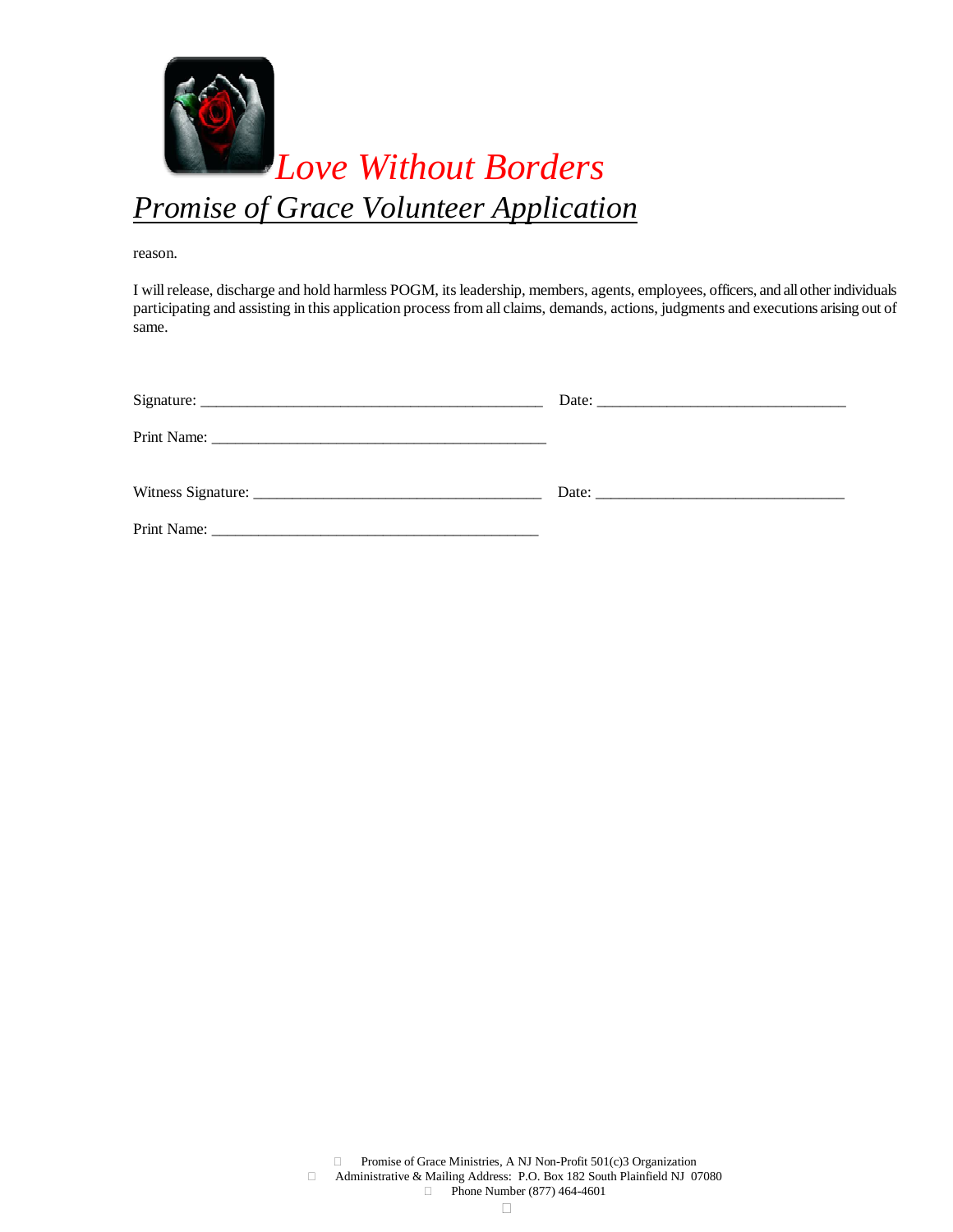*Love Without Borders*

# *Promise of Grace Volunteer Application*

reason.

I will release, discharge and hold harmless POGM, its leadership, members, agents, employees, officers, and all other individuals participating and assisting in this application process from all claims, demands, actions, judgments and executions arising out of same.

Signature: ___________________________________________ Date: _______________________________

Print Name: ___________________________________________

Witness Signature: _____________________________________ Date: _______________________________

Print Name: ___________________________________________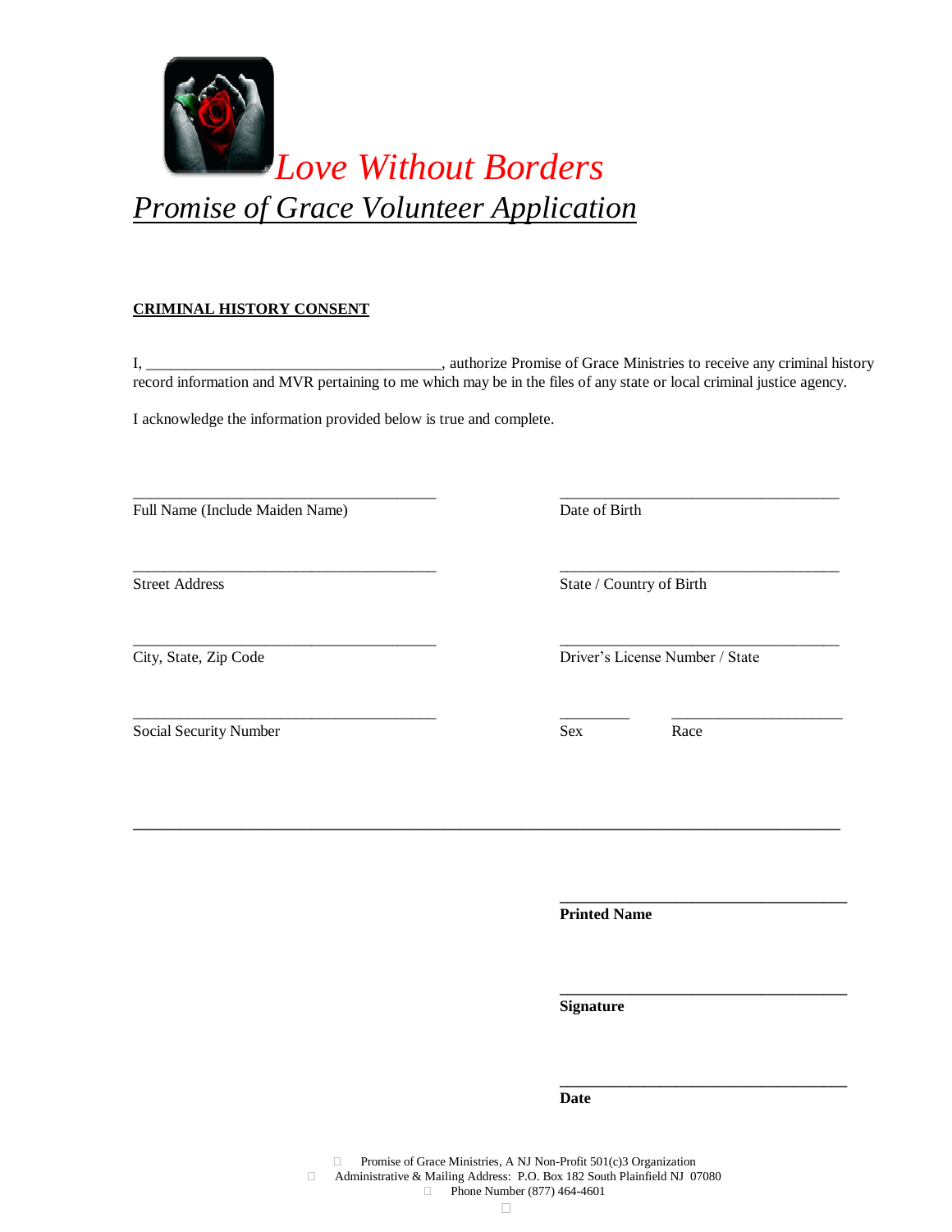# *Love Without Borders*

## *Promise of Grace Volunteer Application*

**CRIMINAL HISTORY CONSENT**

I, ______________________________________, authorize Promise of Grace Ministries to receive any criminal history record information and MVR pertaining to me which may be in the files of any state or local criminal justice agency.

I acknowledge the information provided below is true and complete.

______________________________________
Full Name (Include Maiden Name)

______________________________________
Date of Birth

______________________________________
Street Address

______________________________________
State / Country of Birth

______________________________________
City, State, Zip Code

______________________________________
Driver's License Number / State

______________________________________
Social Security Number

_________
Sex

______________________
Race

__________________________________________________________________________________________

____________________________________
**Printed Name**

____________________________________
**Signature**

____________________________________
**Date**

Promise of Grace Ministries, A NJ Non-Profit 501(c)3 Organization
Administrative & Mailing Address: P.O. Box 182 South Plainfield NJ 07080
Phone Number (877) 464-4601